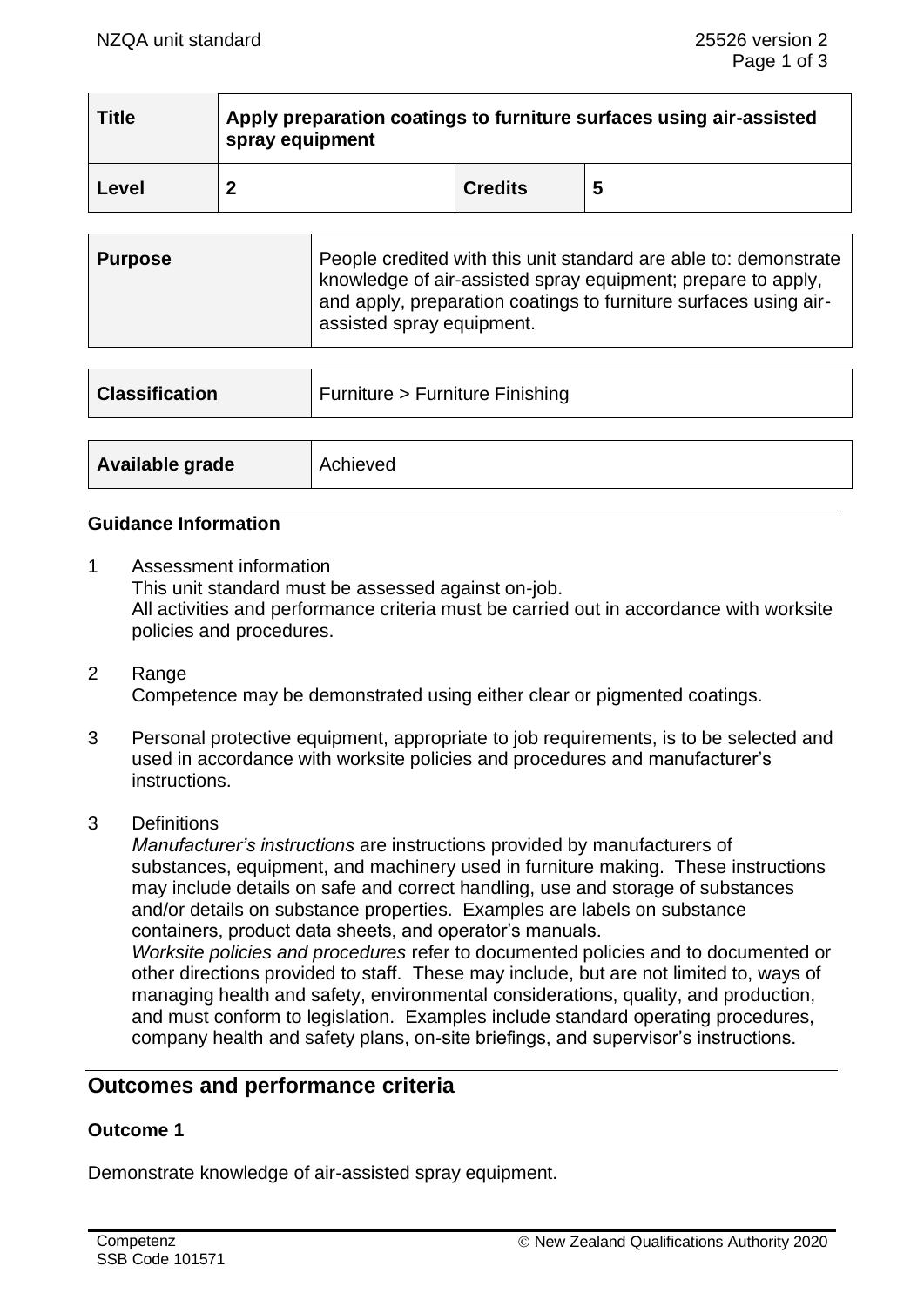| Title | Apply preparation coatings to furniture surfaces using air-assisted spray equipment | | |
|---|---|---|---|
| Level | 2 | Credits | 5 |

| Purpose | People credited with this unit standard are able to: demonstrate knowledge of air-assisted spray equipment; prepare to apply, and apply, preparation coatings to furniture surfaces using air-assisted spray equipment. |
|---|---|

| Classification | Furniture > Furniture Finishing |
|---|---|

| Available grade | Achieved |
|---|---|

### Guidance Information

1 Assessment information
This unit standard must be assessed against on-job.
All activities and performance criteria must be carried out in accordance with worksite policies and procedures.

2 Range
Competence may be demonstrated using either clear or pigmented coatings.

3 Personal protective equipment, appropriate to job requirements, is to be selected and used in accordance with worksite policies and procedures and manufacturer's instructions.

3 Definitions
*Manufacturer's instructions* are instructions provided by manufacturers of substances, equipment, and machinery used in furniture making. These instructions may include details on safe and correct handling, use and storage of substances and/or details on substance properties. Examples are labels on substance containers, product data sheets, and operator's manuals.
*Worksite policies and procedures* refer to documented policies and to documented or other directions provided to staff. These may include, but are not limited to, ways of managing health and safety, environmental considerations, quality, and production, and must conform to legislation. Examples include standard operating procedures, company health and safety plans, on-site briefings, and supervisor's instructions.

## Outcomes and performance criteria

### Outcome 1

Demonstrate knowledge of air-assisted spray equipment.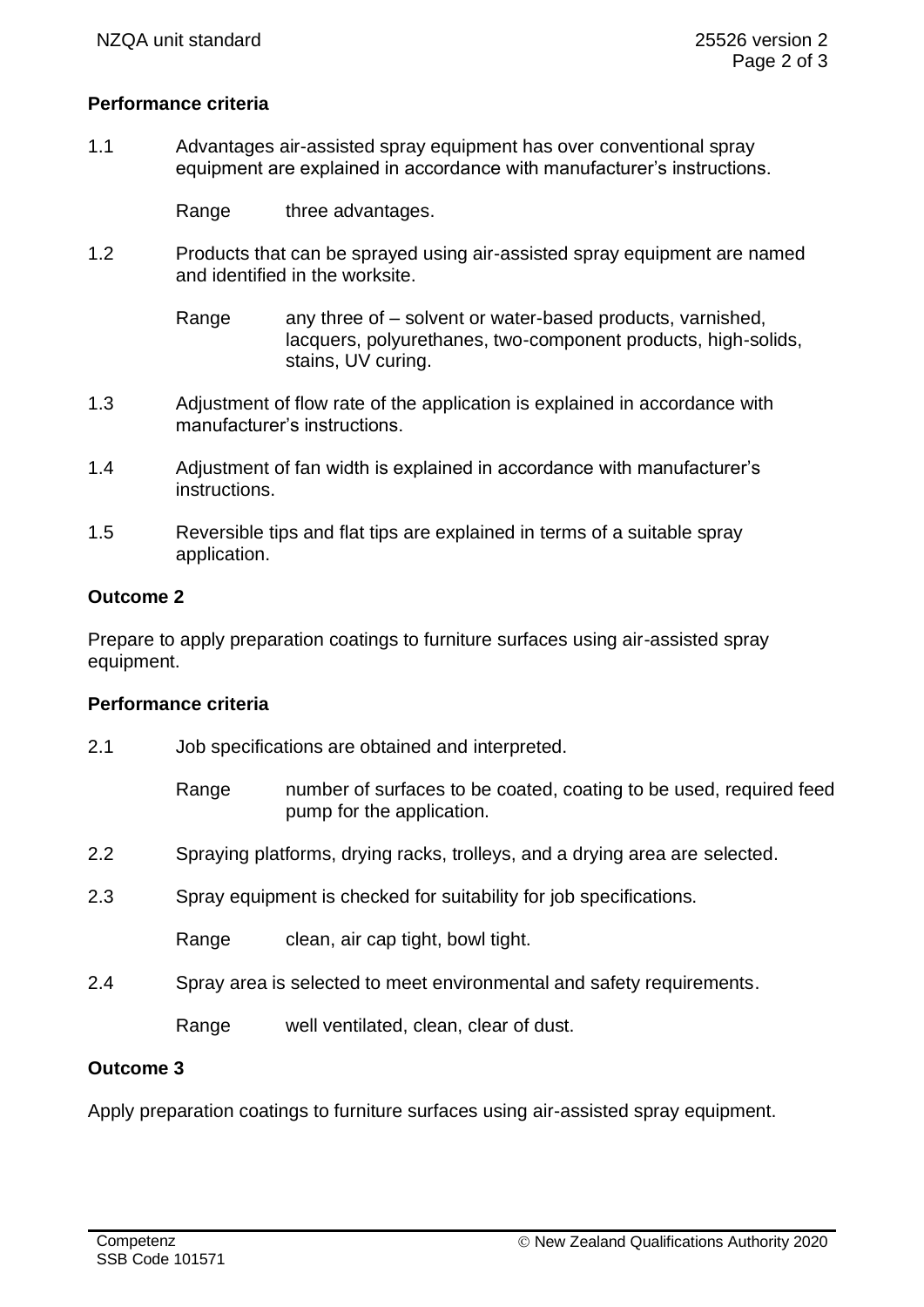**Performance criteria**

1.1 Advantages air-assisted spray equipment has over conventional spray equipment are explained in accordance with manufacturer's instructions.

Range three advantages.

1.2 Products that can be sprayed using air-assisted spray equipment are named and identified in the worksite.

Range any three of – solvent or water-based products, varnished, lacquers, polyurethanes, two-component products, high-solids, stains, UV curing.

1.3 Adjustment of flow rate of the application is explained in accordance with manufacturer's instructions.

1.4 Adjustment of fan width is explained in accordance with manufacturer's instructions.

1.5 Reversible tips and flat tips are explained in terms of a suitable spray application.

**Outcome 2**

Prepare to apply preparation coatings to furniture surfaces using air-assisted spray equipment.

**Performance criteria**

2.1 Job specifications are obtained and interpreted.

Range number of surfaces to be coated, coating to be used, required feed pump for the application.

2.2 Spraying platforms, drying racks, trolleys, and a drying area are selected.

2.3 Spray equipment is checked for suitability for job specifications.

Range clean, air cap tight, bowl tight.

2.4 Spray area is selected to meet environmental and safety requirements.

Range well ventilated, clean, clear of dust.

**Outcome 3**

Apply preparation coatings to furniture surfaces using air-assisted spray equipment.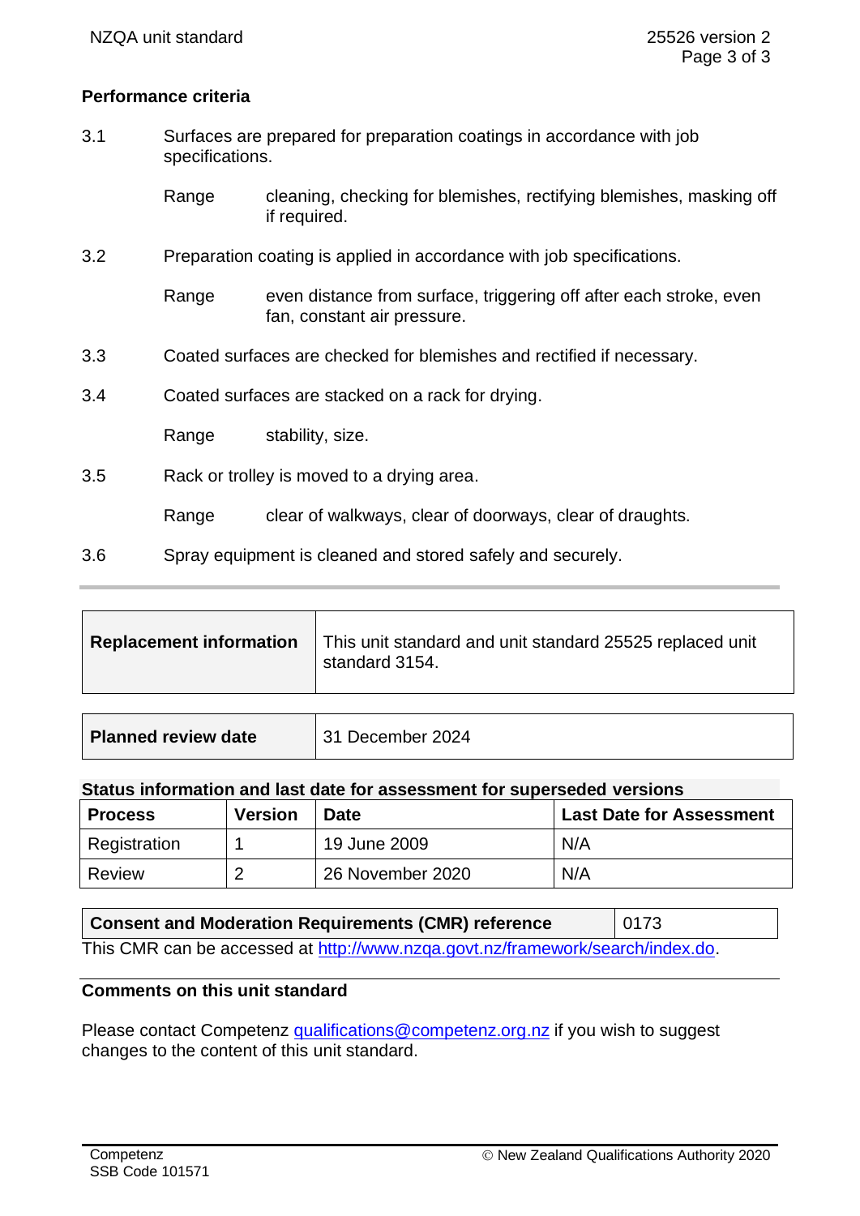**Performance criteria**

3.1 Surfaces are prepared for preparation coatings in accordance with job specifications.

Range cleaning, checking for blemishes, rectifying blemishes, masking off if required.

3.2 Preparation coating is applied in accordance with job specifications.

Range even distance from surface, triggering off after each stroke, even fan, constant air pressure.

3.3 Coated surfaces are checked for blemishes and rectified if necessary.

3.4 Coated surfaces are stacked on a rack for drying.

Range stability, size.

3.5 Rack or trolley is moved to a drying area.

Range clear of walkways, clear of doorways, clear of draughts.

3.6 Spray equipment is cleaned and stored safely and securely.

| | |
|---|---|
| **Replacement information** | This unit standard and unit standard 25525 replaced unit standard 3154. |

| | |
|---|---|
| **Planned review date** | 31 December 2024 |

**Status information and last date for assessment for superseded versions**

| **Process** | **Version** | **Date** | **Last Date for Assessment** |
|---|---|---|---|
| Registration | 1 | 19 June 2009 | N/A |
| Review | 2 | 26 November 2020 | N/A |

| | |
|---|---|
| **Consent and Moderation Requirements (CMR) reference** | 0173 |

This CMR can be accessed at http://www.nzqa.govt.nz/framework/search/index.do.

**Comments on this unit standard**

Please contact Competenz qualifications@competenz.org.nz if you wish to suggest changes to the content of this unit standard.